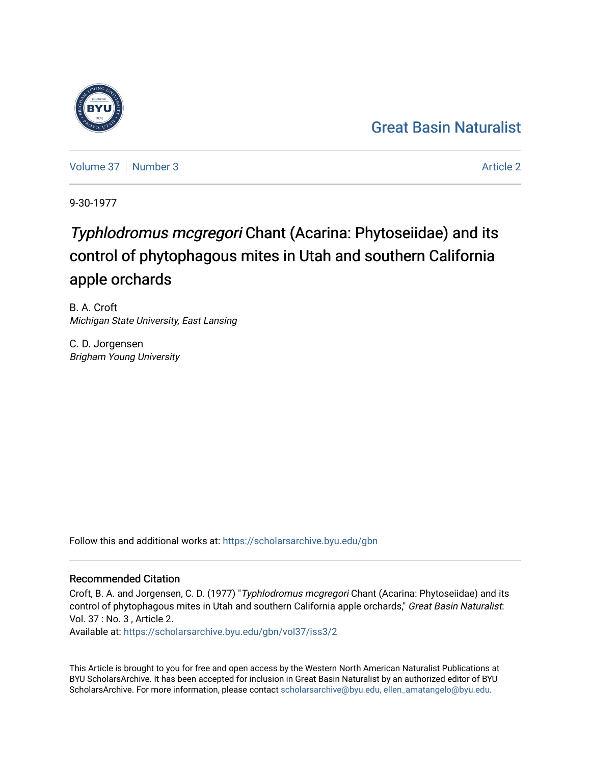Great Basin Naturalist

Volume 37 | Number 3 — Article 2

9-30-1977

# *Typhlodromus mcgregori* Chant (Acarina: Phytoseiidae) and its control of phytophagous mites in Utah and southern California apple orchards

B. A. Croft
*Michigan State University, East Lansing*

C. D. Jorgensen
*Brigham Young University*

Follow this and additional works at: https://scholarsarchive.byu.edu/gbn

## Recommended Citation

Croft, B. A. and Jorgensen, C. D. (1977) "*Typhlodromus mcgregori* Chant (Acarina: Phytoseiidae) and its control of phytophagous mites in Utah and southern California apple orchards," *Great Basin Naturalist*: Vol. 37 : No. 3 , Article 2.
Available at: https://scholarsarchive.byu.edu/gbn/vol37/iss3/2

This Article is brought to you for free and open access by the Western North American Naturalist Publications at BYU ScholarsArchive. It has been accepted for inclusion in Great Basin Naturalist by an authorized editor of BYU ScholarsArchive. For more information, please contact scholarsarchive@byu.edu, ellen_amatangelo@byu.edu.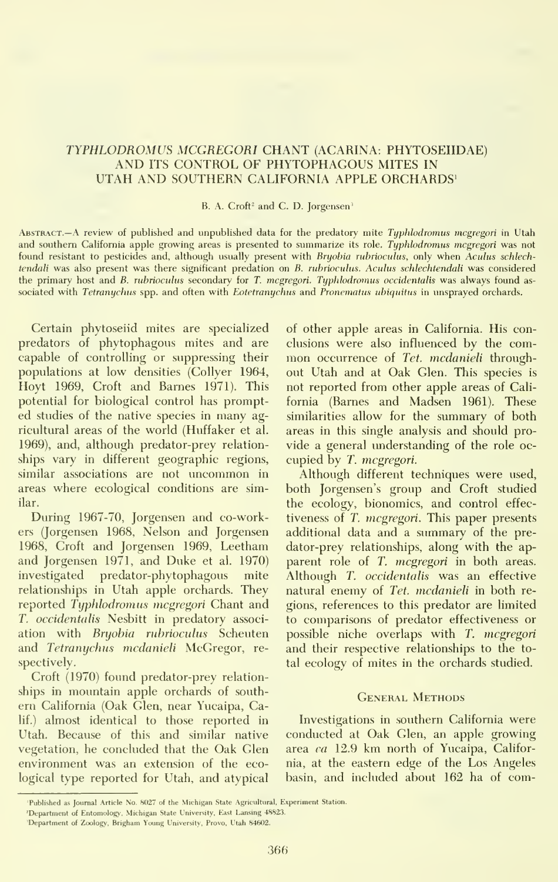# *TYPHLODROMUS MCGREGORI* CHANT (ACARINA: PHYTOSEIIDAE) AND ITS CONTROL OF PHYTOPHAGOUS MITES IN UTAH AND SOUTHERN CALIFORNIA APPLE ORCHARDS[1]

B. A. Croft[2] and C. D. Jorgensen[3]

Abstract.—A review of published and unpublished data for the predatory mite *Typhlodromus mcgregori* in Utah and southern California apple growing areas is presented to summarize its role. *Typhlodromus mcgregori* was not found resistant to pesticides and, although usually present with *Bryobia rubrioculus*, only when *Aculus schlechtendali* was also present was there significant predation on *B. rubrioculus*. *Aculus schlechtendali* was considered the primary host and *B. rubrioculus* secondary for *T. mcgregori*. *Typhlodromus occidentalis* was always found associated with *Tetranychus* spp. and often with *Eotetranychus* and *Pronematus ubiquitus* in unsprayed orchards.

Certain phytoseiid mites are specialized predators of phytophagous mites and are capable of controlling or suppressing their populations at low densities (Collyer 1964, Hoyt 1969, Croft and Barnes 1971). This potential for biological control has prompted studies of the native species in many agricultural areas of the world (Huffaker et al. 1969), and, although predator-prey relationships vary in different geographic regions, similar associations are not uncommon in areas where ecological conditions are similar.

During 1967-70, Jorgensen and co-workers (Jorgensen 1968, Nelson and Jorgensen 1968, Croft and Jorgensen 1969, Leetham and Jorgensen 1971, and Duke et al. 1970) investigated predator-phytophagous mite relationships in Utah apple orchards. They reported *Typhlodromus mcgregori* Chant and *T. occidentalis* Nesbitt in predatory association with *Bryobia rubrioculus* Scheuten and *Tetranychus mcdanieli* McGregor, respectively.

Croft (1970) found predator-prey relationships in mountain apple orchards of southern California (Oak Glen, near Yucaipa, Calif.) almost identical to those reported in Utah. Because of this and similar native vegetation, he concluded that the Oak Glen environment was an extension of the ecological type reported for Utah, and atypical of other apple areas in California. His conclusions were also influenced by the common occurrence of *Tet. mcdanieli* throughout Utah and at Oak Glen. This species is not reported from other apple areas of California (Barnes and Madsen 1961). These similarities allow for the summary of both areas in this single analysis and should provide a general understanding of the role occupied by *T. mcgregori*.

Although different techniques were used, both Jorgensen's group and Croft studied the ecology, bionomics, and control effectiveness of *T. mcgregori*. This paper presents additional data and a summary of the predator-prey relationships, along with the apparent role of *T. mcgregori* in both areas. Although *T. occidentalis* was an effective natural enemy of *Tet. mcdanieli* in both regions, references to this predator are limited to comparisons of predator effectiveness or possible niche overlaps with *T. mcgregori* and their respective relationships to the total ecology of mites in the orchards studied.

## General Methods

Investigations in southern California were conducted at Oak Glen, an apple growing area *ca* 12.9 km north of Yucaipa, California, at the eastern edge of the Los Angeles basin, and included about 162 ha of com-

[1] Published as Journal Article No. 8027 of the Michigan State Agricultural, Experiment Station.

[2] Department of Entomology, Michigan State University, East Lansing 48823.

[3] Department of Zoology, Brigham Young University, Provo, Utah 84602.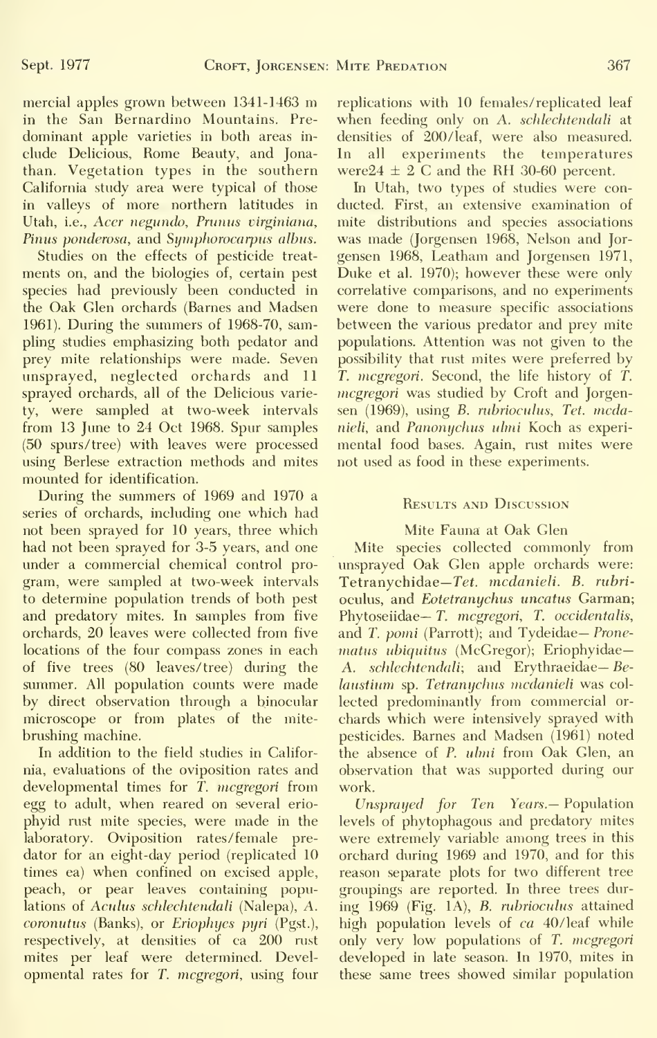mercial apples grown between 1341-1463 m in the San Bernardino Mountains. Predominant apple varieties in both areas include Delicious, Rome Beauty, and Jonathan. Vegetation types in the southern California study area were typical of those in valleys of more northern latitudes in Utah, i.e., *Acer negundo*, *Prunus virginiana*, *Pinus ponderosa*, and *Symphorocarpus albus*.

Studies on the effects of pesticide treatments on, and the biologies of, certain pest species had previously been conducted in the Oak Glen orchards (Barnes and Madsen 1961). During the summers of 1968-70, sampling studies emphasizing both pedator and prey mite relationships were made. Seven unsprayed, neglected orchards and 11 sprayed orchards, all of the Delicious variety, were sampled at two-week intervals from 13 June to 24 Oct 1968. Spur samples (50 spurs/tree) with leaves were processed using Berlese extraction methods and mites mounted for identification.

During the summers of 1969 and 1970 a series of orchards, including one which had not been sprayed for 10 years, three which had not been sprayed for 3-5 years, and one under a commercial chemical control program, were sampled at two-week intervals to determine population trends of both pest and predatory mites. In samples from five orchards, 20 leaves were collected from five locations of the four compass zones in each of five trees (80 leaves/tree) during the summer. All population counts were made by direct observation through a binocular microscope or from plates of the mite-brushing machine.

In addition to the field studies in California, evaluations of the oviposition rates and developmental times for *T. mcgregori* from egg to adult, when reared on several eriophyid rust mite species, were made in the laboratory. Oviposition rates/female predator for an eight-day period (replicated 10 times ea) when confined on excised apple, peach, or pear leaves containing populations of *Aculus schlechtendali* (Nalepa), *A. coronutus* (Banks), or *Eriophyes pyri* (Pgst.), respectively, at densities of ca 200 rust mites per leaf were determined. Developmental rates for *T. mcgregori*, using four replications with 10 females/replicated leaf when feeding only on *A. schlechtendali* at densities of 200/leaf, were also measured. In all experiments the temperatures were24 ± 2 C and the RH 30-60 percent.

In Utah, two types of studies were conducted. First, an extensive examination of mite distributions and species associations was made (Jorgensen 1968, Nelson and Jorgensen 1968, Leatham and Jorgensen 1971, Duke et al. 1970); however these were only correlative comparisons, and no experiments were done to measure specific associations between the various predator and prey mite populations. Attention was not given to the possibility that rust mites were preferred by *T. mcgregori*. Second, the life history of *T. mcgregori* was studied by Croft and Jorgensen (1969), using *B. rubrioculus*, *Tet. mcdanieli*, and *Panonychus ulmi* Koch as experimental food bases. Again, rust mites were not used as food in these experiments.

## Results and Discussion

### Mite Fauna at Oak Glen

Mite species collected commonly from unsprayed Oak Glen apple orchards were: Tetranychidae—*Tet. mcdanieli*. *B. rubrioculus*, and *Eotetranychus uncatus* Garman; Phytoseiidae—*T. mcgregori*, *T. occidentalis*, and *T. pomi* (Parrott); and Tydeidae—*Pronematus ubiquitus* (McGregor); Eriophyidae—*A. schlechtendali*; and Erythraeidae—*Belaustium* sp. *Tetranychus mcdanieli* was collected predominantly from commercial orchards which were intensively sprayed with pesticides. Barnes and Madsen (1961) noted the absence of *P. ulmi* from Oak Glen, an observation that was supported during our work.

*Unsprayed for Ten Years.*— Population levels of phytophagous and predatory mites were extremely variable among trees in this orchard during 1969 and 1970, and for this reason separate plots for two different tree groupings are reported. In three trees during 1969 (Fig. 1A), *B. rubrioculus* attained high population levels of *ca* 40/leaf while only very low populations of *T. mcgregori* developed in late season. In 1970, mites in these same trees showed similar population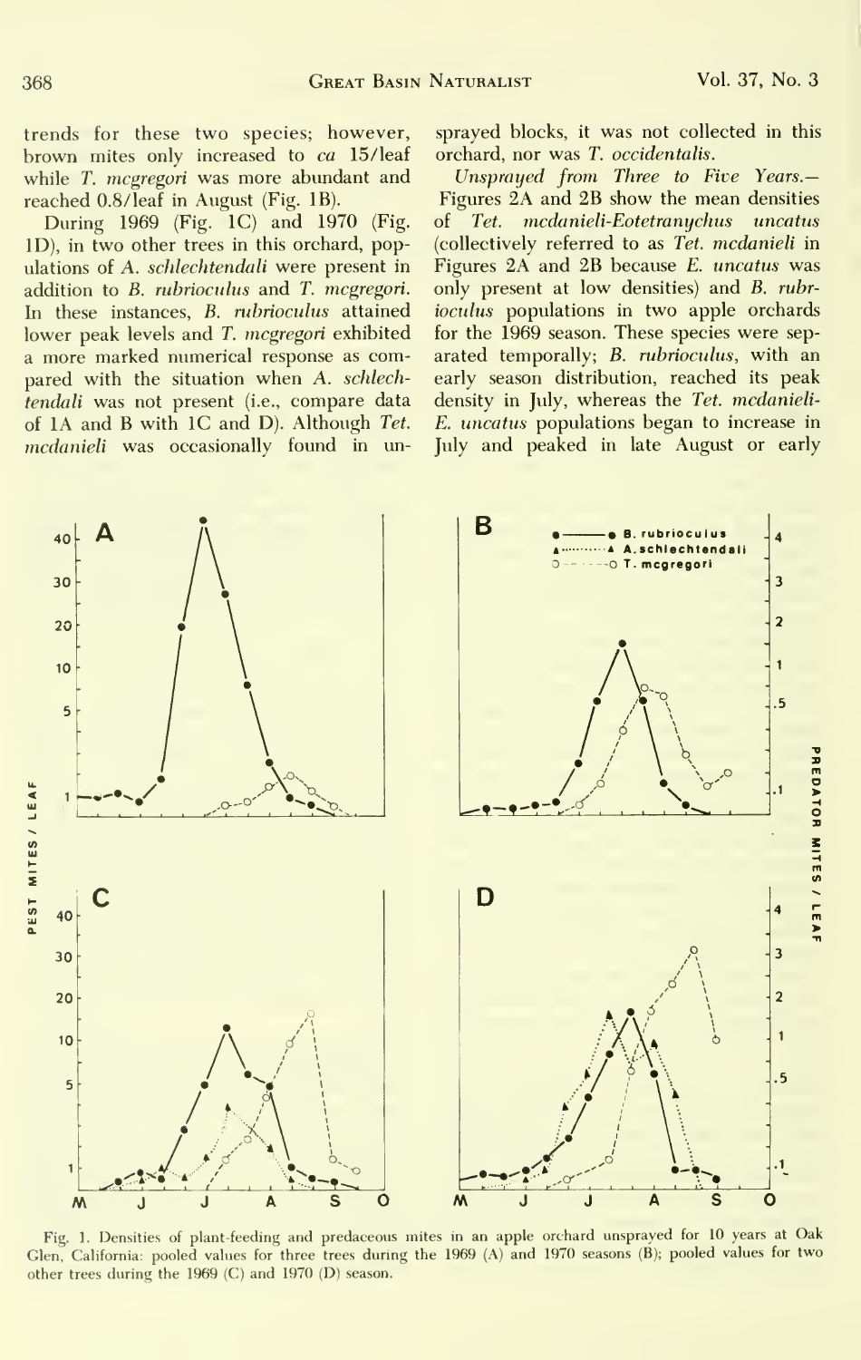trends for these two species; however, brown mites only increased to *ca* 15/leaf while *T. mcgregori* was more abundant and reached 0.8/leaf in August (Fig. 1B).

During 1969 (Fig. 1C) and 1970 (Fig. 1D), in two other trees in this orchard, populations of *A. schlechtendali* were present in addition to *B. rubrioculus* and *T. mcgregori*. In these instances, *B. rubrioculus* attained lower peak levels and *T. mcgregori* exhibited a more marked numerical response as compared with the situation when *A. schlechtendali* was not present (i.e., compare data of 1A and B with 1C and D). Although *Tet. mcdanieli* was occasionally found in unsprayed blocks, it was not collected in this orchard, nor was *T. occidentalis*.

*Unsprayed from Three to Five Years.*— Figures 2A and 2B show the mean densities of *Tet. mcdanieli-Eotetranychus uncatus* (collectively referred to as *Tet. mcdanieli* in Figures 2A and 2B because *E. uncatus* was only present at low densities) and *B. rubrioculus* populations in two apple orchards for the 1969 season. These species were separated temporally; *B. rubrioculus*, with an early season distribution, reached its peak density in July, whereas the *Tet. mcdanieli-E. uncatus* populations began to increase in July and peaked in late August or early

A
B
C
D

B. rubrioculus
A. schlechtendali
T. mcgregori

PEST MITES / LEAF

PREDATOR MITES / LEAF

40
30
20
10
5
1

4
3
2
1
.5
.1

M J J A S O

Fig. 1. Densities of plant-feeding and predaceous mites in an apple orchard unsprayed for 10 years at Oak Glen, California: pooled values for three trees during the 1969 (A) and 1970 seasons (B); pooled values for two other trees during the 1969 (C) and 1970 (D) season.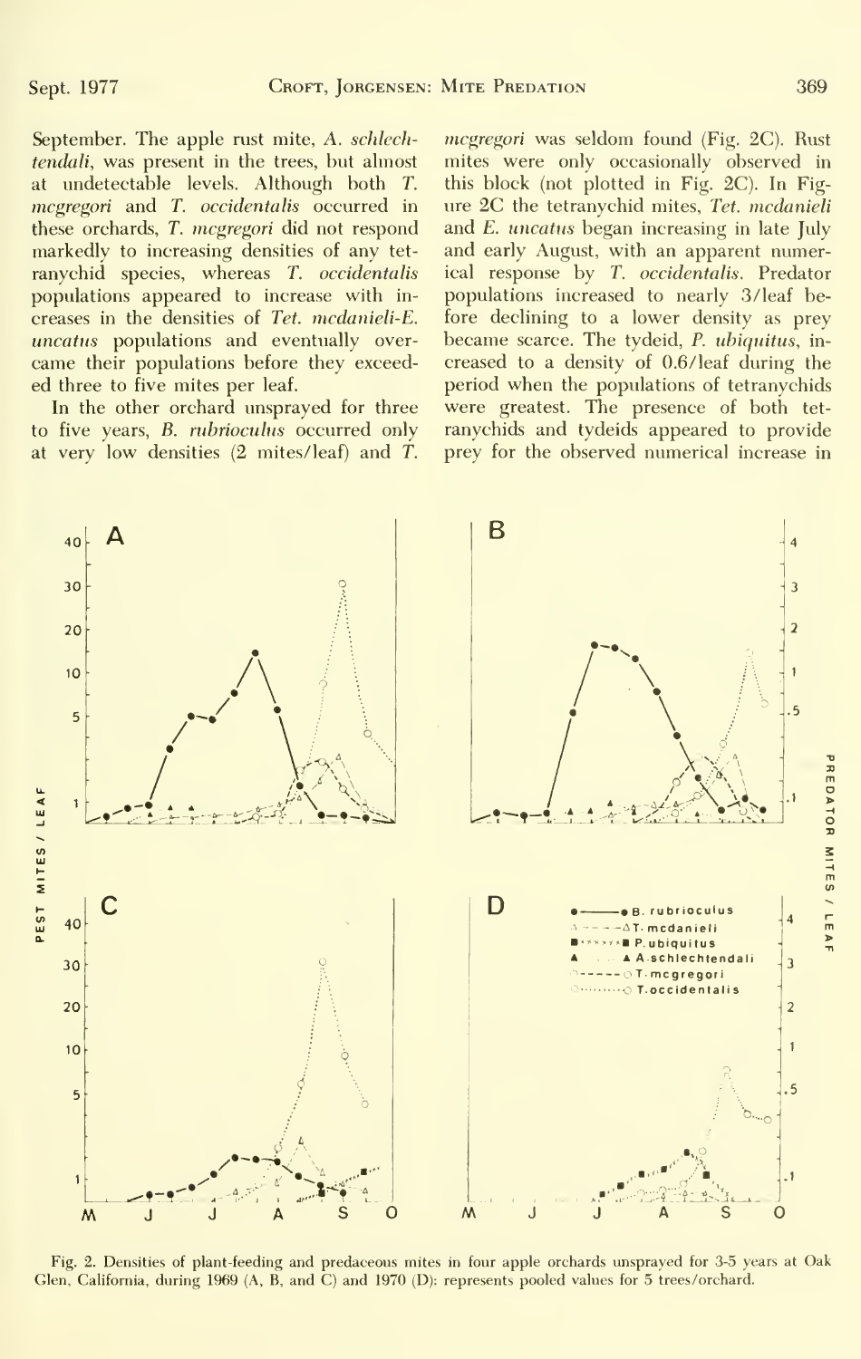September. The apple rust mite, *A. schlechtendali*, was present in the trees, but almost at undetectable levels. Although both *T. mcgregori* and *T. occidentalis* occurred in these orchards, *T. mcgregori* did not respond markedly to increasing densities of any tetranychid species, whereas *T. occidentalis* populations appeared to increase with increases in the densities of *Tet. mcdanieli-E. uncatus* populations and eventually overcame their populations before they exceeded three to five mites per leaf.

In the other orchard unsprayed for three to five years, *B. rubrioculus* occurred only at very low densities (2 mites/leaf) and *T. mcgregori* was seldom found (Fig. 2C). Rust mites were only occasionally observed in this block (not plotted in Fig. 2C). In Figure 2C the tetranychid mites, *Tet. mcdanieli* and *E. uncatus* began increasing in late July and early August, with an apparent numerical response by *T. occidentalis*. Predator populations increased to nearly 3/leaf before declining to a lower density as prey became scarce. The tydeid, *P. ubiquitus*, increased to a density of 0.6/leaf during the period when the populations of tetranychids were greatest. The presence of both tetranychids and tydeids appeared to provide prey for the observed numerical increase in

A
B
C
D

PEST MITES / LEAF
40
30
20
10
5
1

PREDATOR MITES / LEAF
4
3
2
1
.5
.1

M J J A S O

B. rubrioculus
T. mcdanieli
P. ubiquitus
A. schlechtendali
T. mcgregori
T. occidentalis

Fig. 2. Densities of plant-feeding and predaceous mites in four apple orchards unsprayed for 3-5 years at Oak Glen, California, during 1969 (A, B, and C) and 1970 (D): represents pooled values for 5 trees/orchard.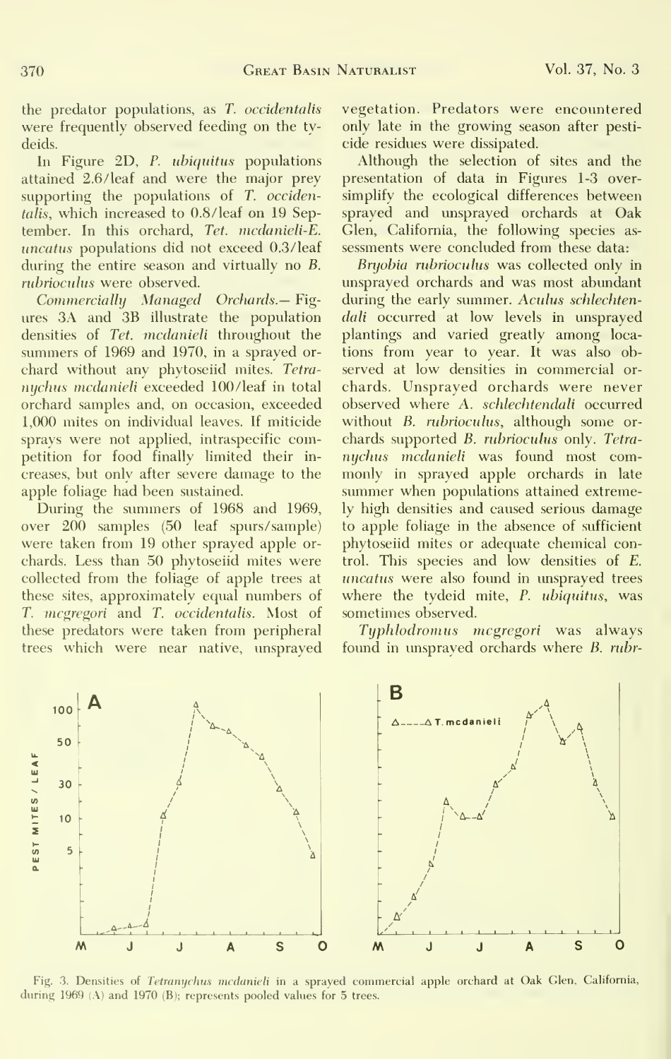the predator populations, as *T. occidentalis* were frequently observed feeding on the tydeids.

In Figure 2D, *P. ubiquitus* populations attained 2.6/leaf and were the major prey supporting the populations of *T. occidentalis*, which increased to 0.8/leaf on 19 September. In this orchard, *Tet. mcdanieli-E. uncatus* populations did not exceed 0.3/leaf during the entire season and virtually no *B. rubrioculus* were observed.

*Commercially Managed Orchards.*— Figures 3A and 3B illustrate the population densities of *Tet. mcdanieli* throughout the summers of 1969 and 1970, in a sprayed orchard without any phytoseiid mites. *Tetranychus mcdanieli* exceeded 100/leaf in total orchard samples and, on occasion, exceeded 1,000 mites on individual leaves. If miticide sprays were not applied, intraspecific competition for food finally limited their increases, but only after severe damage to the apple foliage had been sustained.

During the summers of 1968 and 1969, over 200 samples (50 leaf spurs/sample) were taken from 19 other sprayed apple orchards. Less than 50 phytoseiid mites were collected from the foliage of apple trees at these sites, approximately equal numbers of *T. mcgregori* and *T. occidentalis.* Most of these predators were taken from peripheral trees which were near native, unsprayed vegetation. Predators were encountered only late in the growing season after pesticide residues were dissipated.

Although the selection of sites and the presentation of data in Figures 1-3 oversimplify the ecological differences between sprayed and unsprayed orchards at Oak Glen, California, the following species assessments were concluded from these data:

*Bryobia rubrioculus* was collected only in unsprayed orchards and was most abundant during the early summer. *Aculus schlechtendali* occurred at low levels in unsprayed plantings and varied greatly among locations from year to year. It was also observed at low densities in commercial orchards. Unsprayed orchards were never observed where *A. schlechtendali* occurred without *B. rubrioculus*, although some orchards supported *B. rubrioculus* only. *Tetranychus mcdanieli* was found most commonly in sprayed apple orchards in late summer when populations attained extremely high densities and caused serious damage to apple foliage in the absence of sufficient phytoseiid mites or adequate chemical control. This species and low densities of *E. uncatus* were also found in unsprayed trees where the tydeid mite, *P. ubiquitus*, was sometimes observed.

*Typhlodromus mcgregori* was always found in unsprayed orchards where *B. rubr-*

A

B

Δ----Δ T. mcdanieli

PEST MITES / LEAF

100
50
30
10
5

M J J A S O

M J J A S O

Fig. 3. Densities of *Tetranychus mcdanieli* in a sprayed commercial apple orchard at Oak Glen, California, during 1969 (A) and 1970 (B); represents pooled values for 5 trees.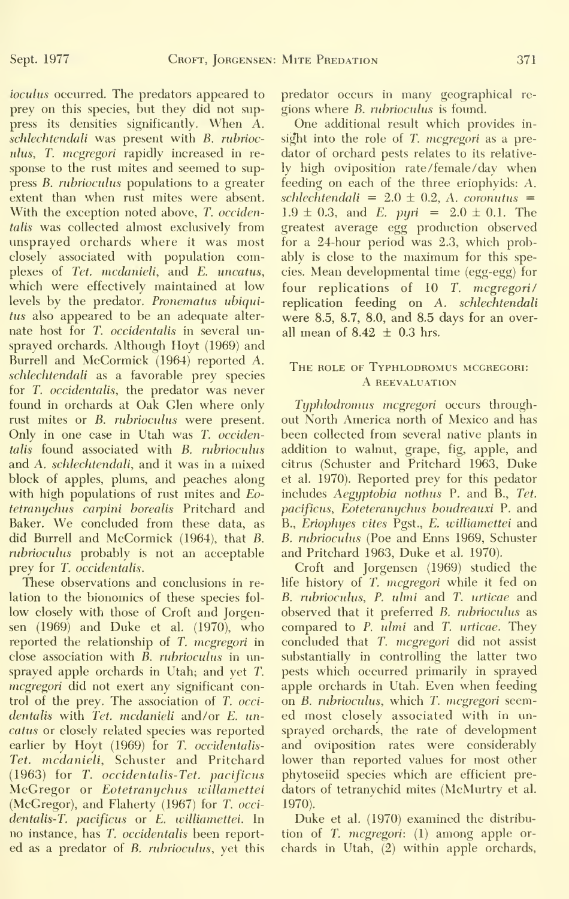*ioculus* occurred. The predators appeared to prey on this species, but they did not suppress its densities significantly. When *A. schlechtendali* was present with *B. rubrioculus*, *T. mcgregori* rapidly increased in response to the rust mites and seemed to suppress *B. rubrioculus* populations to a greater extent than when rust mites were absent. With the exception noted above, *T. occidentalis* was collected almost exclusively from unsprayed orchards where it was most closely associated with population complexes of *Tet. mcdanieli*, and *E. uncatus*, which were effectively maintained at low levels by the predator. *Pronematus ubiquitus* also appeared to be an adequate alternate host for *T. occidentalis* in several unsprayed orchards. Although Hoyt (1969) and Burrell and McCormick (1964) reported *A. schlechtendali* as a favorable prey species for *T. occidentalis*, the predator was never found in orchards at Oak Glen where only rust mites or *B. rubrioculus* were present. Only in one case in Utah was *T. occidentalis* found associated with *B. rubrioculus* and *A. schlechtendali*, and it was in a mixed block of apples, plums, and peaches along with high populations of rust mites and *Eotetranychus carpini borealis* Pritchard and Baker. We concluded from these data, as did Burrell and McCormick (1964), that *B. rubrioculus* probably is not an acceptable prey for *T. occidentalis*.

These observations and conclusions in relation to the bionomics of these species follow closely with those of Croft and Jorgensen (1969) and Duke et al. (1970), who reported the relationship of *T. mcgregori* in close association with *B. rubrioculus* in unsprayed apple orchards in Utah; and yet *T. mcgregori* did not exert any significant control of the prey. The association of *T. occidentalis* with *Tet. mcdanieli* and/or *E. uncatus* or closely related species was reported earlier by Hoyt (1969) for *T. occidentalis*-*Tet. mcdanieli*, Schuster and Pritchard (1963) for *T. occidentalis*-*Tet. pacificus* McGregor or *Eotetranychus willamettei* (McGregor), and Flaherty (1967) for *T. occidentalis*-*T. pacificus* or *E. williamettei*. In no instance, has *T. occidentalis* been reported as a predator of *B. rubrioculus*, yet this predator occurs in many geographical regions where *B. rubrioculus* is found.

One additional result which provides insight into the role of *T. mcgregori* as a predator of orchard pests relates to its relatively high oviposition rate/female/day when feeding on each of the three eriophyids: *A. schlechtendali* = $2.0 \pm 0.2$, *A. coronutus* = $1.9 \pm 0.3$, and *E. pyri* = $2.0 \pm 0.1$. The greatest average egg production observed for a 24-hour period was 2.3, which probably is close to the maximum for this species. Mean developmental time (egg-egg) for four replications of 10 *T. mcgregori*/replication feeding on *A. schlechtendali* were 8.5, 8.7, 8.0, and 8.5 days for an overall mean of $8.42 \pm 0.3$ hrs.

## The role of *Typhlodromus mcgregori*: A reevaluation

*Typhlodromus mcgregori* occurs throughout North America north of Mexico and has been collected from several native plants in addition to walnut, grape, fig, apple, and citrus (Schuster and Pritchard 1963, Duke et al. 1970). Reported prey for this pedator includes *Aegyptobia nothus* P. and B., *Tet. pacificus*, *Eoteteranychus boudreauxi* P. and B., *Eriophyes vites* Pgst., *E. williamettei* and *B. rubrioculus* (Poe and Enns 1969, Schuster and Pritchard 1963, Duke et al. 1970).

Croft and Jorgensen (1969) studied the life history of *T. mcgregori* while it fed on *B. rubrioculus*, *P. ulmi* and *T. urticae* and observed that it preferred *B. rubrioculus* as compared to *P. ulmi* and *T. urticae*. They concluded that *T. mcgregori* did not assist substantially in controlling the latter two pests which occurred primarily in sprayed apple orchards in Utah. Even when feeding on *B. rubrioculus*, which *T. mcgregori* seemed most closely associated with in unsprayed orchards, the rate of development and oviposition rates were considerably lower than reported values for most other phytoseiid species which are efficient predators of tetranychid mites (McMurtry et al. 1970).

Duke et al. (1970) examined the distribution of *T. mcgregori*: (1) among apple orchards in Utah, (2) within apple orchards,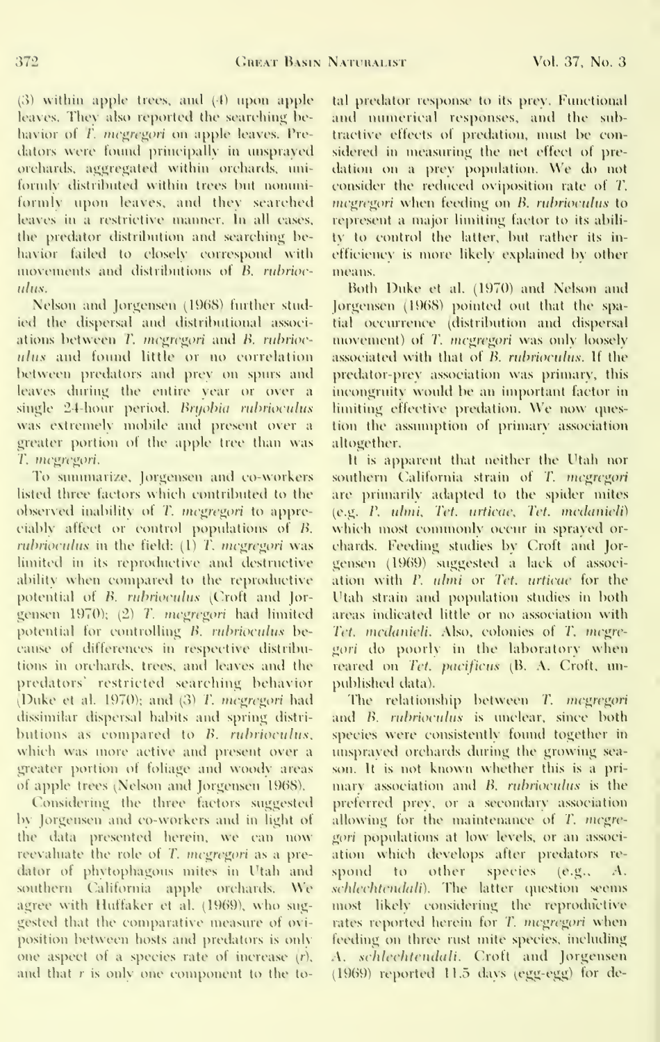(3) within apple trees, and (4) upon apple leaves. They also reported the searching behavior of *T. mcgregori* on apple leaves. Predators were found principally in unsprayed orchards, aggregated within orchards, uniformly distributed within trees but nonuniformly upon leaves, and they searched leaves in a restrictive manner. In all cases, the predator distribution and searching behavior failed to closely correspond with movements and distributions of *B. rubrioculus*.

Nelson and Jorgensen (1968) further studied the dispersal and distributional associations between *T. mcgregori* and *B. rubrioculus* and found little or no correlation between predators and prey on spurs and leaves during the entire year or over a single 24-hour period. *Bryobia rubrioculus* was extremely mobile and present over a greater portion of the apple tree than was *T. mcgregori*.

To summarize, Jorgensen and co-workers listed three factors which contributed to the observed inability of *T. mcgregori* to appreciably affect or control populations of *B. rubrioculus* in the field: (1) *T. mcgregori* was limited in its reproductive and destructive ability when compared to the reproductive potential of *B. rubrioculus* (Croft and Jorgensen 1970); (2) *T. mcgregori* had limited potential for controlling *B. rubrioculus* because of differences in respective distributions in orchards, trees, and leaves and the predators' restricted searching behavior (Duke et al. 1970); and (3) *T. mcgregori* had dissimilar dispersal habits and spring distributions as compared to *B. rubrioculus*, which was more active and present over a greater portion of foliage and woody areas of apple trees (Nelson and Jorgensen 1968).

Considering the three factors suggested by Jorgensen and co-workers and in light of the data presented herein, we can now reevaluate the role of *T. mcgregori* as a predator of phytophagous mites in Utah and southern California apple orchards. We agree with Huffaker et al. (1969), who suggested that the comparative measure of oviposition between hosts and predators is only one aspect of a species rate of increase ($r$), and that $r$ is only one component to the total predator response to its prey. Functional and numerical responses, and the subtractive effects of predation, must be considered in measuring the net effect of predation on a prey population. We do not consider the reduced oviposition rate of *T. mcgregori* when feeding on *B. rubrioculus* to represent a major limiting factor to its ability to control the latter, but rather its inefficiency is more likely explained by other means.

Both Duke et al. (1970) and Nelson and Jorgensen (1968) pointed out that the spatial occurrence (distribution and dispersal movement) of *T. mcgregori* was only loosely associated with that of *B. rubrioculus*. If the predator-prey association was primary, this incongruity would be an important factor in limiting effective predation. We now question the assumption of primary association altogether.

It is apparent that neither the Utah nor southern California strain of *T. mcgregori* are primarily adapted to the spider mites (e.g. *P. ulmi*, *Tet. urticae*, *Tet. mcdanieli*) which most commonly occur in sprayed orchards. Feeding studies by Croft and Jorgensen (1969) suggested a lack of association with *P. ulmi* or *Tet. urticae* for the Utah strain and population studies in both areas indicated little or no association with *Tet. mcdanieli*. Also, colonies of *T. mcgregori* do poorly in the laboratory when reared on *Tet. pacificus* (B. A. Croft, unpublished data).

The relationship between *T. mcgregori* and *B. rubrioculus* is unclear, since both species were consistently found together in unsprayed orchards during the growing season. It is not known whether this is a primary association and *B. rubrioculus* is the preferred prey, or a secondary association allowing for the maintenance of *T. mcgregori* populations at low levels, or an association which develops after predators respond to other species (e.g., *A. schlechtendali*). The latter question seems most likely considering the reproductive rates reported herein for *T. mcgregori* when feeding on three rust mite species, including *A. schlechtendali*. Croft and Jorgensen (1969) reported 11.5 days (egg-egg) for de-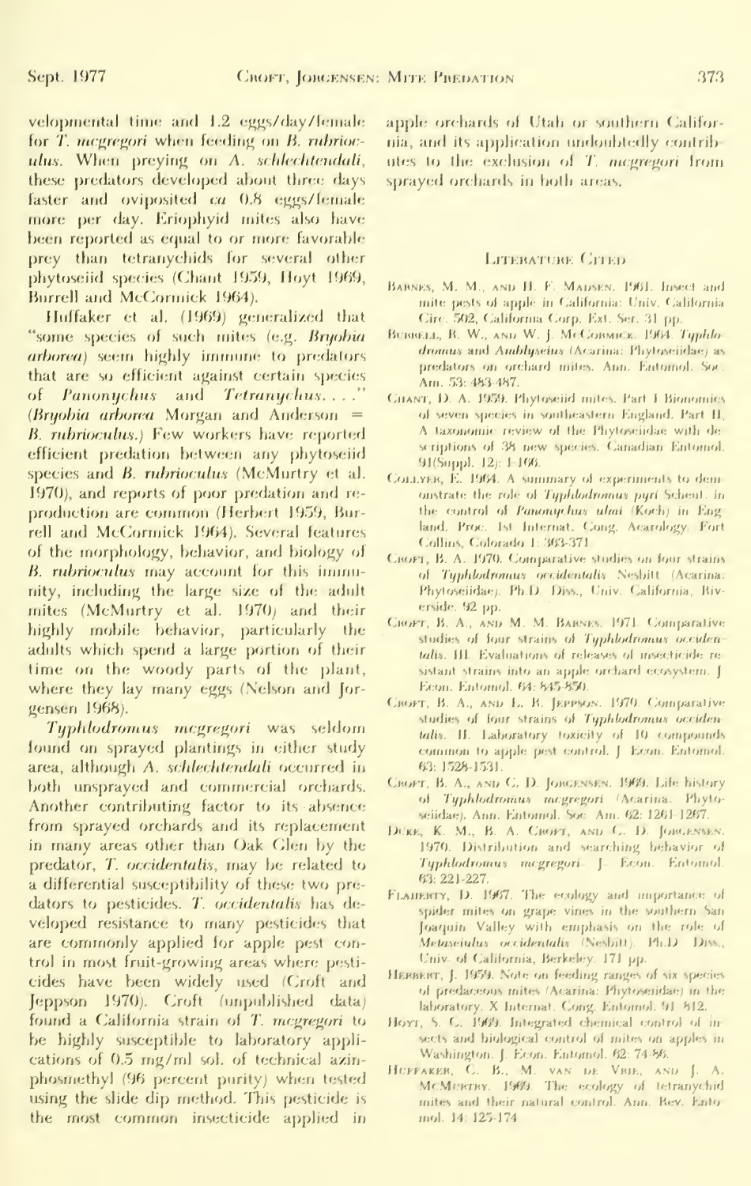velopmental time and 1.2 eggs/day/female for *T. mcgregori* when feeding on *B. rubrioculus*. When preying on *A. schlechtendali*, these predators developed about three days faster and oviposited *ca* 0.8 eggs/female more per day. Eriophyid mites also have been reported as equal to or more favorable prey than tetranychids for several other phytoseiid species (Chant 1959, Hoyt 1969, Burrell and McCormick 1964).

Huffaker et al. (1969) generalized that "some species of such mites (e.g. *Bryobia arborea*) seem highly immune to predators that are so efficient against certain species of *Panonychus* and *Tetranychus*. . . ." (*Bryobia arborea* Morgan and Anderson = *B. rubrioculus*.) Few workers have reported efficient predation between any phytoseiid species and *B. rubrioculus* (McMurtry et al. 1970), and reports of poor predation and reproduction are common (Herbert 1959, Burrell and McCormick 1964). Several features of the morphology, behavior, and biology of *B. rubrioculus* may account for this immunity, including the large size of the adult mites (McMurtry et al. 1970) and their highly mobile behavior, particularly the adults which spend a large portion of their time on the woody parts of the plant, where they lay many eggs (Nelson and Jorgensen 1968).

*Typhlodromus mcgregori* was seldom found on sprayed plantings in either study area, although *A. schlechtendali* occurred in both unsprayed and commercial orchards. Another contributing factor to its absence from sprayed orchards and its replacement in many areas other than Oak Glen by the predator, *T. occidentalis*, may be related to a differential susceptibility of these two predators to pesticides. *T. occidentalis* has developed resistance to many pesticides that are commonly applied for apple pest control in most fruit-growing areas where pesticides have been widely used (Croft and Jeppson 1970). Croft (unpublished data) found a California strain of *T. mcgregori* to be highly susceptible to laboratory applications of 0.5 mg/ml sol. of technical azinphosmethyl (96 percent purity) when tested using the slide dip method. This pesticide is the most common insecticide applied in apple orchards of Utah or southern California, and its application undoubtedly contributes to the exclusion of *T. mcgregori* from sprayed orchards in both areas.

## Literature Cited

Barnes, M. M., and H. F. Madsen. 1961. Insect and mite pests of apple in California. Univ. California Circ. 502, California Corp. Ext. Ser. 31 pp.

Burrell, R. W., and W. J. McCormick. 1964. *Typhlodromus* and *Amblyseius* (Acarina: Phytoseiidae) as predators on orchard mites. Ann. Entomol. Soc. Am. 53: 483-487.

Chant, D. A. 1959. Phytoseiid mites. Part I Bionomics of seven species in southeastern England. Part II. A taxonomic review of the Phytoseiidae with descriptions of 38 new species. Canadian Entomol. 91(Suppl. 12): 1-166.

Collyer, E. 1964. A summary of experiments to demonstrate the role of *Typhlodromus pyri* Scheut. in the control of *Panonychus ulmi* (Koch) in England. Proc. 1st Internat. Cong. Acarology. Fort Collins, Colorado 1: 363-371.

Croft, B. A. 1970. Comparative studies on four strains of *Typhlodromus occidentalis* Nesbitt (Acarina: Phytoseiidae). Ph.D. Diss., Univ. California, Riverside. 92 pp.

Croft, B. A., and M. M. Barnes. 1971. Comparative studies of four strains of *Typhlodromus occidentalis*. III. Evaluations of releases of insecticide resistant strains into an apple orchard ecosystem. J. Econ. Entomol. 64: 845-850.

Croft, B. A., and L. R. Jeppson. 1970. Comparative studies of four strains of *Typhlodromus occidentalis*. II. Laboratory toxicity of 10 compounds common to apple pest control. J. Econ. Entomol. 63: 1528-1531.

Croft, B. A., and C. D. Jorgensen. 1969. Life history of *Typhlodromus mcgregori* (Acarina: Phytoseiidae). Ann. Entomol. Soc. Am. 62: 1261-1267.

Duke, K. M., B. A. Croft, and C. D. Jorgensen. 1970. Distribution and searching behavior of *Typhlodromus mcgregori*. J. Econ. Entomol. 63: 221-227.

Flaherty, D. 1967. The ecology and importance of spider mites on grape vines in the southern San Joaquin Valley with emphasis on the role of *Metaseiulus occidentalis* (Nesbitt). Ph.D. Diss., Univ. of California, Berkeley. 171 pp.

Herbert, J. 1959. Note on feeding ranges of six species of predaceous mites (Acarina: Phytoseiidae) in the laboratory. X Internat. Cong. Entomol. 91: 812.

Hoyt, S. C. 1969. Integrated chemical control of insects and biological control of mites on apples in Washington. J. Econ. Entomol. 62: 74-86.

Huffaker, C. B., M. van de Vrie, and J. A. McMurtry. 1969. The ecology of tetranychid mites and their natural control. Ann. Rev. Entomol. 14: 125-174.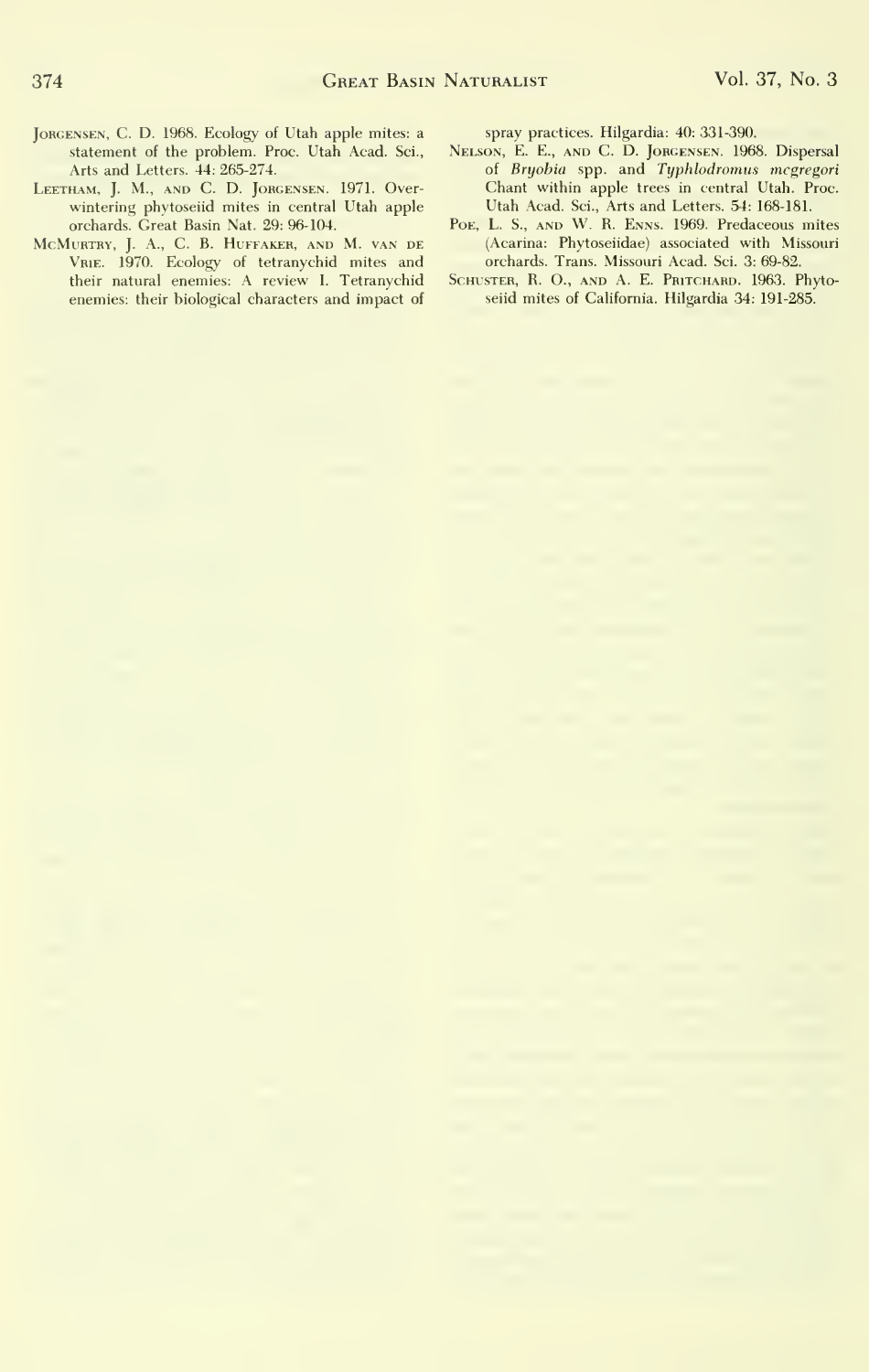Jorgensen, C. D. 1968. Ecology of Utah apple mites: a statement of the problem. Proc. Utah Acad. Sci., Arts and Letters. 44: 265-274.

Leetham, J. M., and C. D. Jorgensen. 1971. Overwintering phytoseiid mites in central Utah apple orchards. Great Basin Nat. 29: 96-104.

McMurtry, J. A., C. B. Huffaker, and M. van de Vrie. 1970. Ecology of tetranychid mites and their natural enemies: A review I. Tetranychid enemies: their biological characters and impact of spray practices. Hilgardia: 40: 331-390.

Nelson, E. E., and C. D. Jorgensen. 1968. Dispersal of *Bryobia* spp. and *Typhlodromus mcgregori* Chant within apple trees in central Utah. Proc. Utah Acad. Sci., Arts and Letters. 54: 168-181.

Poe, L. S., and W. R. Enns. 1969. Predaceous mites (Acarina: Phytoseiidae) associated with Missouri orchards. Trans. Missouri Acad. Sci. 3: 69-82.

Schuster, R. O., and A. E. Pritchard. 1963. Phytoseiid mites of California. Hilgardia 34: 191-285.